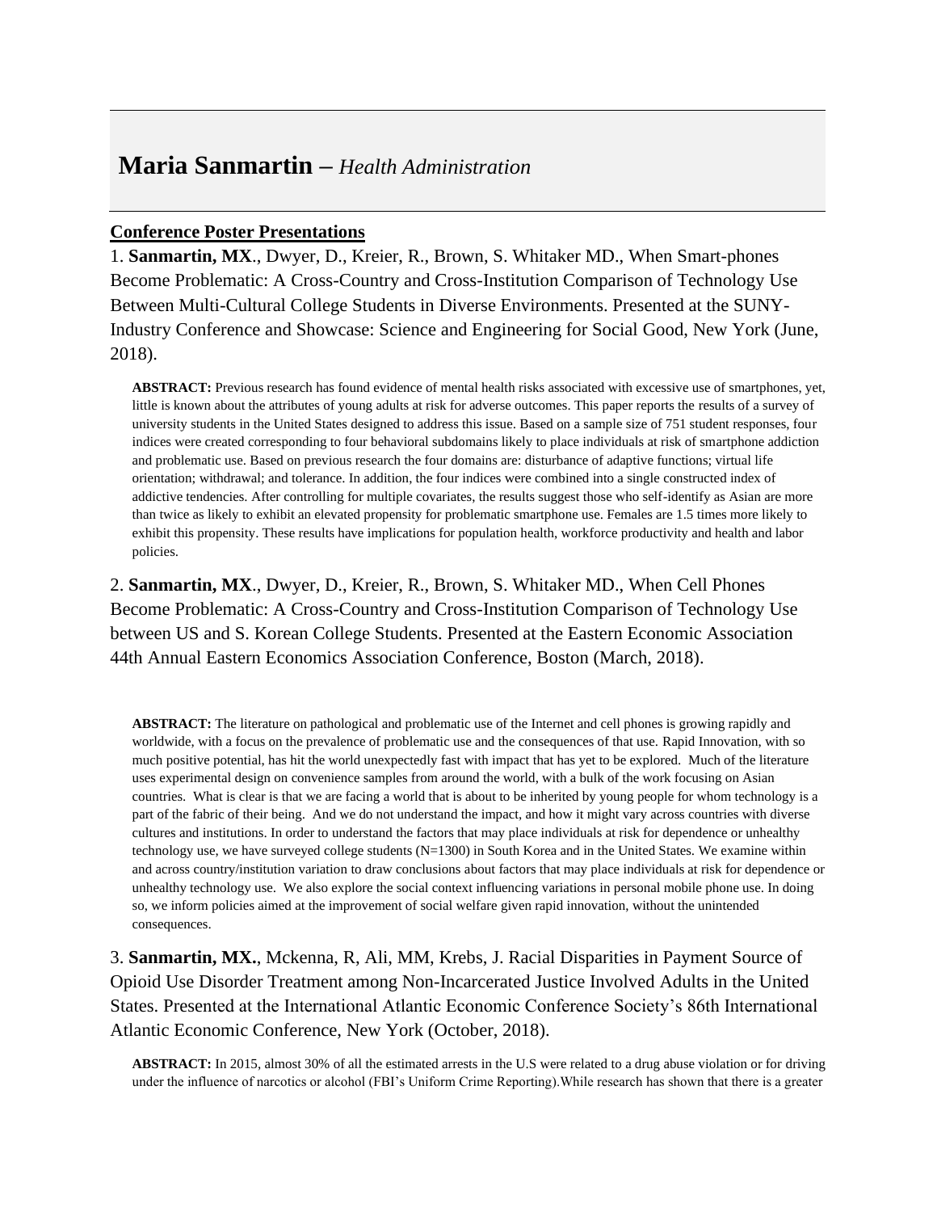# **Maria Sanmartin** – *Health Administration*

## Conference Poster Presentations

1. **Sanmartin, MX**., Dwyer, D., Kreier, R., Brown, S. Whitaker MD., When Smart-phones Become Problematic: A Cross-Country and Cross-Institution Comparison of Technology Use Between Multi-Cultural College Students in Diverse Environments. Presented at the SUNY-Industry Conference and Showcase: Science and Engineering for Social Good, New York (June, 2018).

> **ABSTRACT:** Previous research has found evidence of mental health risks associated with excessive use of smartphones, yet, little is known about the attributes of young adults at risk for adverse outcomes. This paper reports the results of a survey of university students in the United States designed to address this issue. Based on a sample size of 751 student responses, four indices were created corresponding to four behavioral subdomains likely to place individuals at risk of smartphone addiction and problematic use. Based on previous research the four domains are: disturbance of adaptive functions; virtual life orientation; withdrawal; and tolerance. In addition, the four indices were combined into a single constructed index of addictive tendencies. After controlling for multiple covariates, the results suggest those who self-identify as Asian are more than twice as likely to exhibit an elevated propensity for problematic smartphone use. Females are 1.5 times more likely to exhibit this propensity. These results have implications for population health, workforce productivity and health and labor policies.

2. **Sanmartin, MX**., Dwyer, D., Kreier, R., Brown, S. Whitaker MD., When Cell Phones Become Problematic: A Cross-Country and Cross-Institution Comparison of Technology Use between US and S. Korean College Students. Presented at the Eastern Economic Association 44th Annual Eastern Economics Association Conference, Boston (March, 2018).

> **ABSTRACT:** The literature on pathological and problematic use of the Internet and cell phones is growing rapidly and worldwide, with a focus on the prevalence of problematic use and the consequences of that use. Rapid Innovation, with so much positive potential, has hit the world unexpectedly fast with impact that has yet to be explored. Much of the literature uses experimental design on convenience samples from around the world, with a bulk of the work focusing on Asian countries. What is clear is that we are facing a world that is about to be inherited by young people for whom technology is a part of the fabric of their being. And we do not understand the impact, and how it might vary across countries with diverse cultures and institutions. In order to understand the factors that may place individuals at risk for dependence or unhealthy technology use, we have surveyed college students (N=1300) in South Korea and in the United States. We examine within and across country/institution variation to draw conclusions about factors that may place individuals at risk for dependence or unhealthy technology use. We also explore the social context influencing variations in personal mobile phone use. In doing so, we inform policies aimed at the improvement of social welfare given rapid innovation, without the unintended consequences.

3. **Sanmartin, MX.**, Mckenna, R, Ali, MM, Krebs, J. Racial Disparities in Payment Source of Opioid Use Disorder Treatment among Non-Incarcerated Justice Involved Adults in the United States. Presented at the International Atlantic Economic Conference Society's 86th International Atlantic Economic Conference, New York (October, 2018).

> **ABSTRACT:** In 2015, almost 30% of all the estimated arrests in the U.S were related to a drug abuse violation or for driving under the influence of narcotics or alcohol (FBI's Uniform Crime Reporting).While research has shown that there is a greater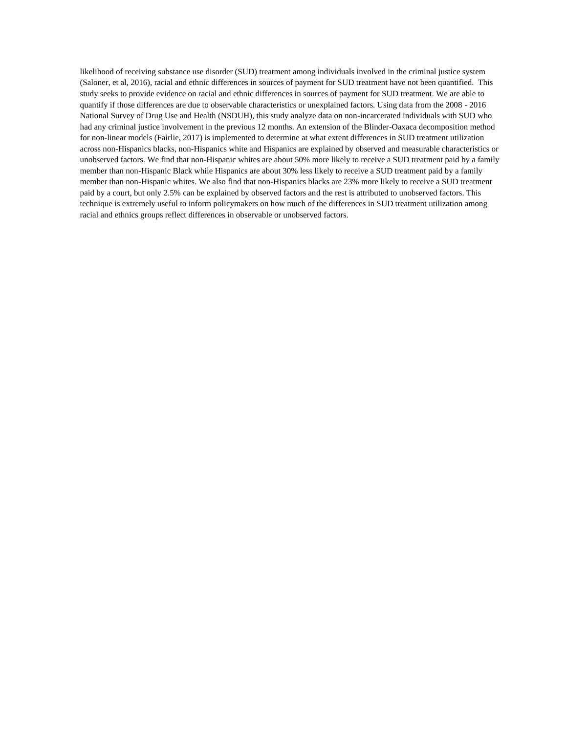likelihood of receiving substance use disorder (SUD) treatment among individuals involved in the criminal justice system (Saloner, et al, 2016), racial and ethnic differences in sources of payment for SUD treatment have not been quantified. This study seeks to provide evidence on racial and ethnic differences in sources of payment for SUD treatment. We are able to quantify if those differences are due to observable characteristics or unexplained factors. Using data from the 2008 - 2016 National Survey of Drug Use and Health (NSDUH), this study analyze data on non-incarcerated individuals with SUD who had any criminal justice involvement in the previous 12 months. An extension of the Blinder-Oaxaca decomposition method for non-linear models (Fairlie, 2017) is implemented to determine at what extent differences in SUD treatment utilization across non-Hispanics blacks, non-Hispanics white and Hispanics are explained by observed and measurable characteristics or unobserved factors. We find that non-Hispanic whites are about 50% more likely to receive a SUD treatment paid by a family member than non-Hispanic Black while Hispanics are about 30% less likely to receive a SUD treatment paid by a family member than non-Hispanic whites. We also find that non-Hispanics blacks are 23% more likely to receive a SUD treatment paid by a court, but only 2.5% can be explained by observed factors and the rest is attributed to unobserved factors. This technique is extremely useful to inform policymakers on how much of the differences in SUD treatment utilization among racial and ethnics groups reflect differences in observable or unobserved factors.